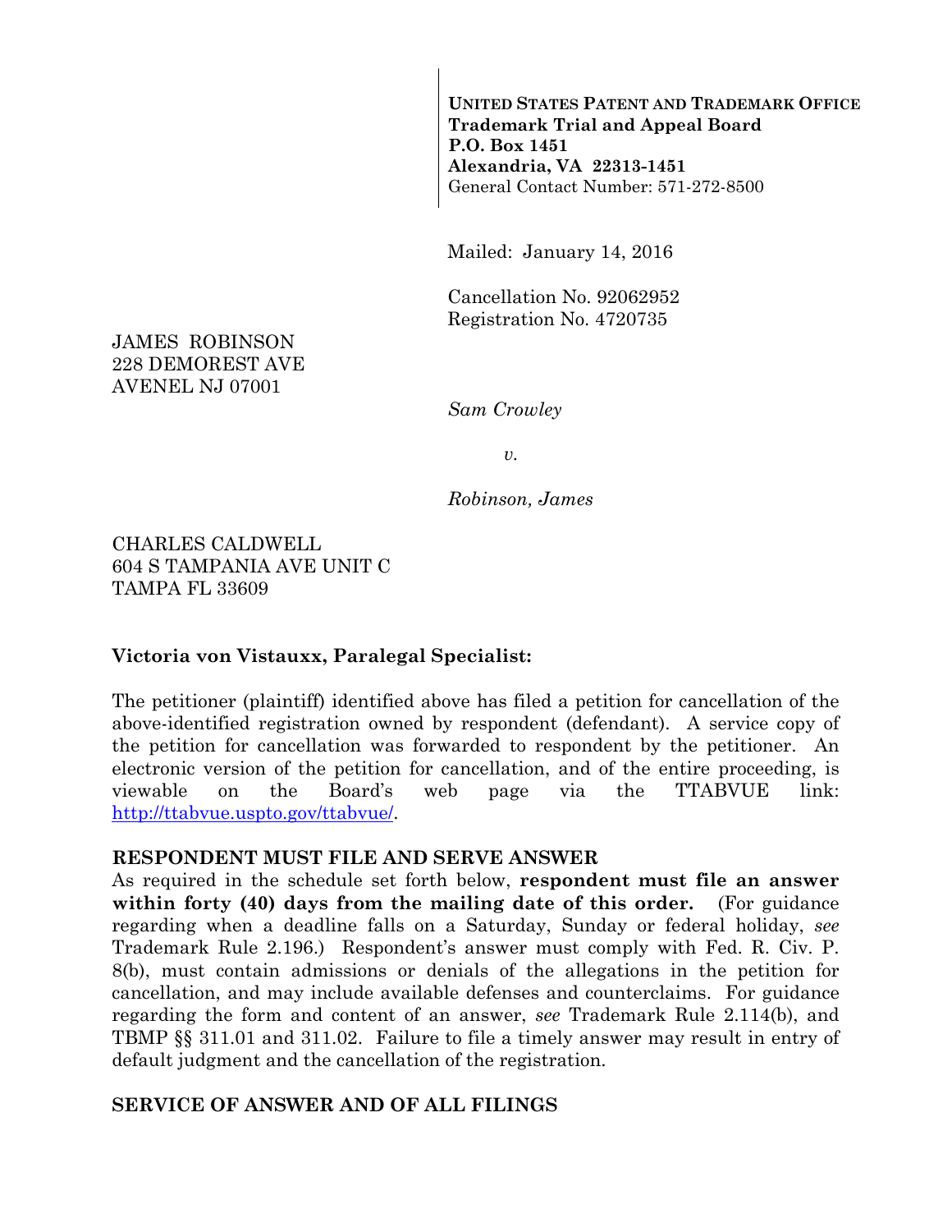**UNITED STATES PATENT AND TRADEMARK OFFICE**
**Trademark Trial and Appeal Board**
**P.O. Box 1451**
**Alexandria, VA 22313-1451**
General Contact Number: 571-272-8500

Mailed: January 14, 2016

Cancellation No. 92062952
Registration No. 4720735

JAMES ROBINSON
228 DEMOREST AVE
AVENEL NJ 07001

*Sam Crowley*

*v.*

*Robinson, James*

CHARLES CALDWELL
604 S TAMPANIA AVE UNIT C
TAMPA FL 33609

**Victoria von Vistauxx, Paralegal Specialist:**

The petitioner (plaintiff) identified above has filed a petition for cancellation of the above-identified registration owned by respondent (defendant). A service copy of the petition for cancellation was forwarded to respondent by the petitioner. An electronic version of the petition for cancellation, and of the entire proceeding, is viewable on the Board's web page via the TTABVUE link: http://ttabvue.uspto.gov/ttabvue/.

**RESPONDENT MUST FILE AND SERVE ANSWER**

As required in the schedule set forth below, **respondent must file an answer within forty (40) days from the mailing date of this order.** (For guidance regarding when a deadline falls on a Saturday, Sunday or federal holiday, *see* Trademark Rule 2.196.) Respondent's answer must comply with Fed. R. Civ. P. 8(b), must contain admissions or denials of the allegations in the petition for cancellation, and may include available defenses and counterclaims. For guidance regarding the form and content of an answer, *see* Trademark Rule 2.114(b), and TBMP §§ 311.01 and 311.02. Failure to file a timely answer may result in entry of default judgment and the cancellation of the registration.

**SERVICE OF ANSWER AND OF ALL FILINGS**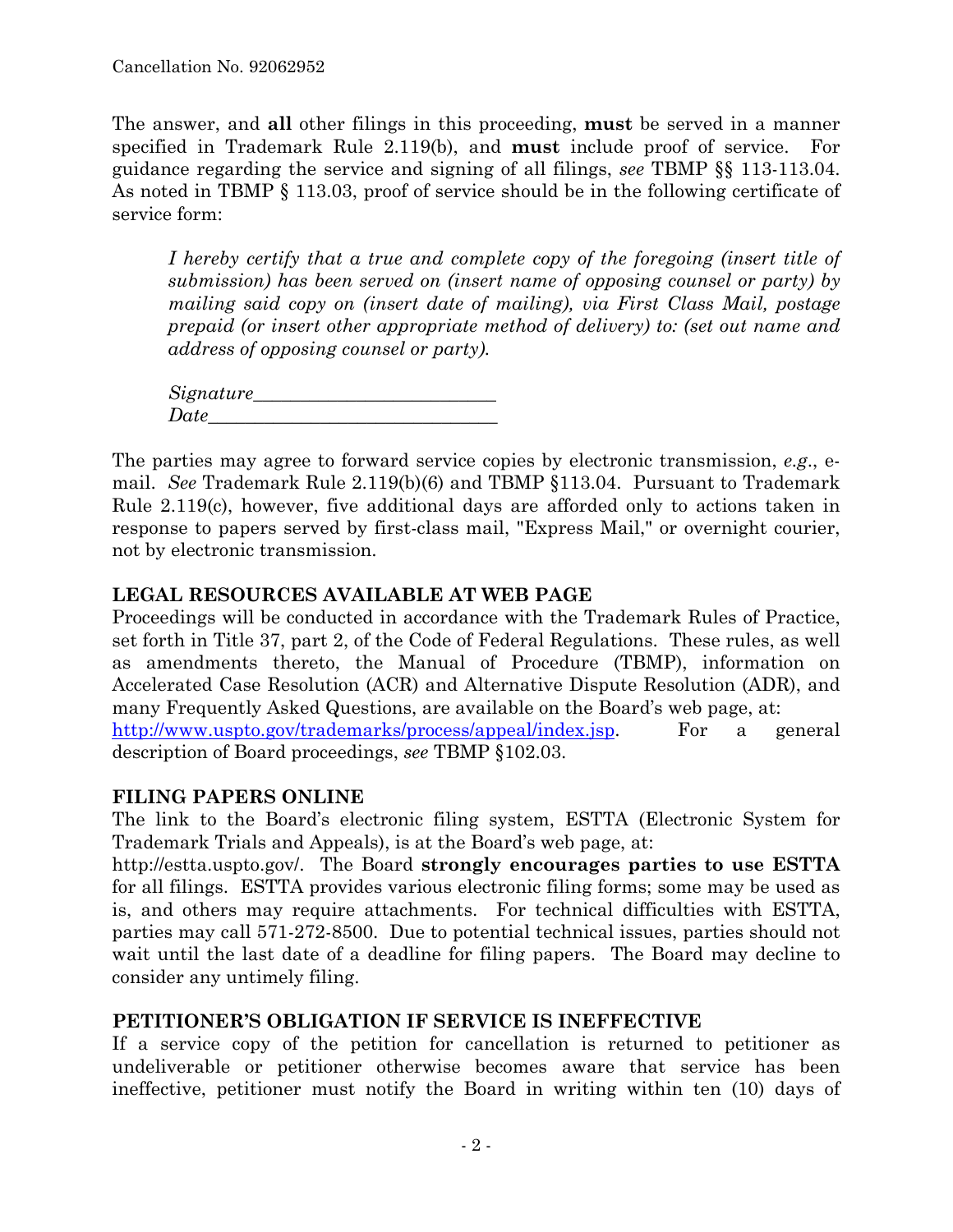The answer, and **all** other filings in this proceeding, **must** be served in a manner specified in Trademark Rule 2.119(b), and **must** include proof of service. For guidance regarding the service and signing of all filings, *see* TBMP §§ 113-113.04. As noted in TBMP § 113.03, proof of service should be in the following certificate of service form:

> *I hereby certify that a true and complete copy of the foregoing (insert title of submission) has been served on (insert name of opposing counsel or party) by mailing said copy on (insert date of mailing), via First Class Mail, postage prepaid (or insert other appropriate method of delivery) to: (set out name and address of opposing counsel or party).*
>
> *Signature*_________________________
> *Date*______________________________

The parties may agree to forward service copies by electronic transmission, *e.g.*, e-mail. *See* Trademark Rule 2.119(b)(6) and TBMP §113.04. Pursuant to Trademark Rule 2.119(c), however, five additional days are afforded only to actions taken in response to papers served by first-class mail, "Express Mail," or overnight courier, not by electronic transmission.

## LEGAL RESOURCES AVAILABLE AT WEB PAGE

Proceedings will be conducted in accordance with the Trademark Rules of Practice, set forth in Title 37, part 2, of the Code of Federal Regulations. These rules, as well as amendments thereto, the Manual of Procedure (TBMP), information on Accelerated Case Resolution (ACR) and Alternative Dispute Resolution (ADR), and many Frequently Asked Questions, are available on the Board's web page, at: [http://www.uspto.gov/trademarks/process/appeal/index.jsp](http://www.uspto.gov/trademarks/process/appeal/index.jsp). For a general description of Board proceedings, *see* TBMP §102.03.

## FILING PAPERS ONLINE

The link to the Board's electronic filing system, ESTTA (Electronic System for Trademark Trials and Appeals), is at the Board's web page, at: http://estta.uspto.gov/. The Board **strongly encourages parties to use ESTTA** for all filings. ESTTA provides various electronic filing forms; some may be used as is, and others may require attachments. For technical difficulties with ESTTA, parties may call 571-272-8500. Due to potential technical issues, parties should not wait until the last date of a deadline for filing papers. The Board may decline to consider any untimely filing.

## PETITIONER'S OBLIGATION IF SERVICE IS INEFFECTIVE

If a service copy of the petition for cancellation is returned to petitioner as undeliverable or petitioner otherwise becomes aware that service has been ineffective, petitioner must notify the Board in writing within ten (10) days of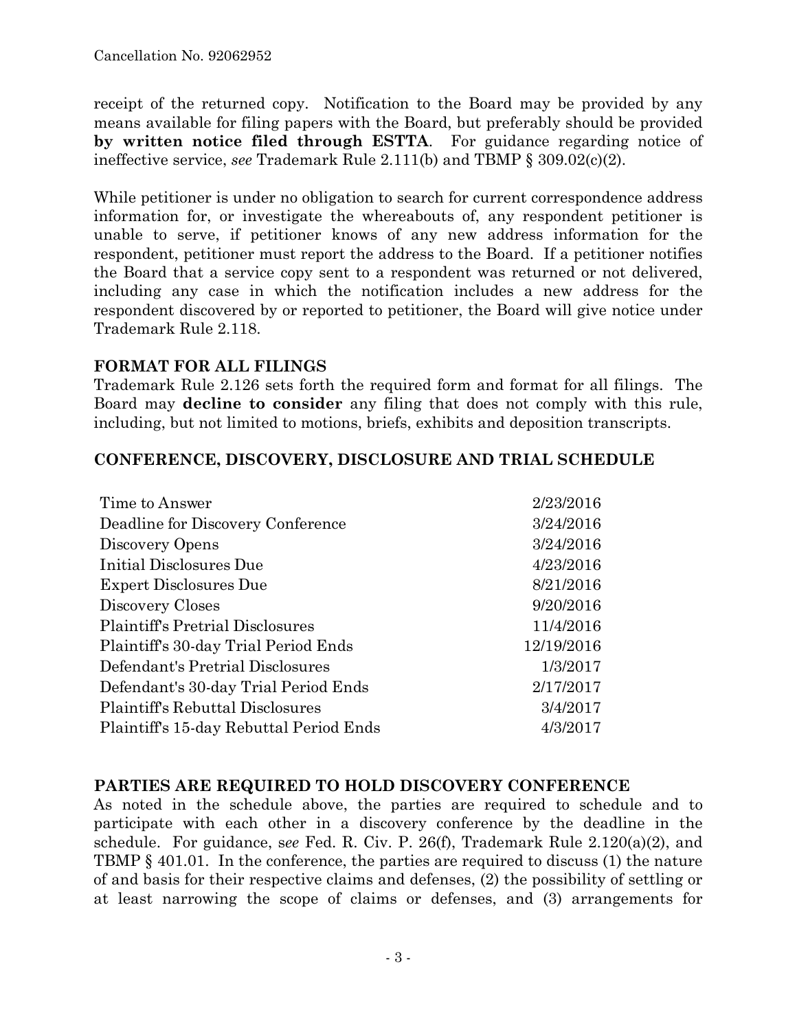receipt of the returned copy. Notification to the Board may be provided by any means available for filing papers with the Board, but preferably should be provided **by written notice filed through ESTTA**. For guidance regarding notice of ineffective service, *see* Trademark Rule 2.111(b) and TBMP § 309.02(c)(2).

While petitioner is under no obligation to search for current correspondence address information for, or investigate the whereabouts of, any respondent petitioner is unable to serve, if petitioner knows of any new address information for the respondent, petitioner must report the address to the Board. If a petitioner notifies the Board that a service copy sent to a respondent was returned or not delivered, including any case in which the notification includes a new address for the respondent discovered by or reported to petitioner, the Board will give notice under Trademark Rule 2.118.

## FORMAT FOR ALL FILINGS

Trademark Rule 2.126 sets forth the required form and format for all filings. The Board may **decline to consider** any filing that does not comply with this rule, including, but not limited to motions, briefs, exhibits and deposition transcripts.

## CONFERENCE, DISCOVERY, DISCLOSURE AND TRIAL SCHEDULE

| | |
|---|---|
| Time to Answer | 2/23/2016 |
| Deadline for Discovery Conference | 3/24/2016 |
| Discovery Opens | 3/24/2016 |
| Initial Disclosures Due | 4/23/2016 |
| Expert Disclosures Due | 8/21/2016 |
| Discovery Closes | 9/20/2016 |
| Plaintiff's Pretrial Disclosures | 11/4/2016 |
| Plaintiff's 30-day Trial Period Ends | 12/19/2016 |
| Defendant's Pretrial Disclosures | 1/3/2017 |
| Defendant's 30-day Trial Period Ends | 2/17/2017 |
| Plaintiff's Rebuttal Disclosures | 3/4/2017 |
| Plaintiff's 15-day Rebuttal Period Ends | 4/3/2017 |

## PARTIES ARE REQUIRED TO HOLD DISCOVERY CONFERENCE

As noted in the schedule above, the parties are required to schedule and to participate with each other in a discovery conference by the deadline in the schedule. For guidance, *see* Fed. R. Civ. P. 26(f), Trademark Rule 2.120(a)(2), and TBMP § 401.01. In the conference, the parties are required to discuss (1) the nature of and basis for their respective claims and defenses, (2) the possibility of settling or at least narrowing the scope of claims or defenses, and (3) arrangements for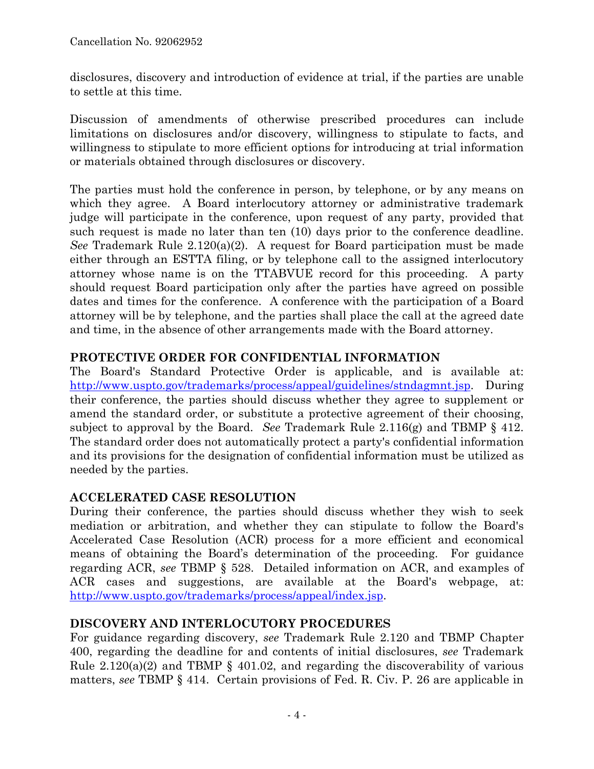disclosures, discovery and introduction of evidence at trial, if the parties are unable to settle at this time.

Discussion of amendments of otherwise prescribed procedures can include limitations on disclosures and/or discovery, willingness to stipulate to facts, and willingness to stipulate to more efficient options for introducing at trial information or materials obtained through disclosures or discovery.

The parties must hold the conference in person, by telephone, or by any means on which they agree. A Board interlocutory attorney or administrative trademark judge will participate in the conference, upon request of any party, provided that such request is made no later than ten (10) days prior to the conference deadline. *See* Trademark Rule 2.120(a)(2). A request for Board participation must be made either through an ESTTA filing, or by telephone call to the assigned interlocutory attorney whose name is on the TTABVUE record for this proceeding. A party should request Board participation only after the parties have agreed on possible dates and times for the conference. A conference with the participation of a Board attorney will be by telephone, and the parties shall place the call at the agreed date and time, in the absence of other arrangements made with the Board attorney.

## PROTECTIVE ORDER FOR CONFIDENTIAL INFORMATION

The Board's Standard Protective Order is applicable, and is available at: http://www.uspto.gov/trademarks/process/appeal/guidelines/stndagmnt.jsp. During their conference, the parties should discuss whether they agree to supplement or amend the standard order, or substitute a protective agreement of their choosing, subject to approval by the Board. *See* Trademark Rule 2.116(g) and TBMP § 412. The standard order does not automatically protect a party's confidential information and its provisions for the designation of confidential information must be utilized as needed by the parties.

## ACCELERATED CASE RESOLUTION

During their conference, the parties should discuss whether they wish to seek mediation or arbitration, and whether they can stipulate to follow the Board's Accelerated Case Resolution (ACR) process for a more efficient and economical means of obtaining the Board's determination of the proceeding. For guidance regarding ACR, *see* TBMP § 528. Detailed information on ACR, and examples of ACR cases and suggestions, are available at the Board's webpage, at: http://www.uspto.gov/trademarks/process/appeal/index.jsp.

## DISCOVERY AND INTERLOCUTORY PROCEDURES

For guidance regarding discovery, *see* Trademark Rule 2.120 and TBMP Chapter 400, regarding the deadline for and contents of initial disclosures, *see* Trademark Rule 2.120(a)(2) and TBMP § 401.02, and regarding the discoverability of various matters, *see* TBMP § 414. Certain provisions of Fed. R. Civ. P. 26 are applicable in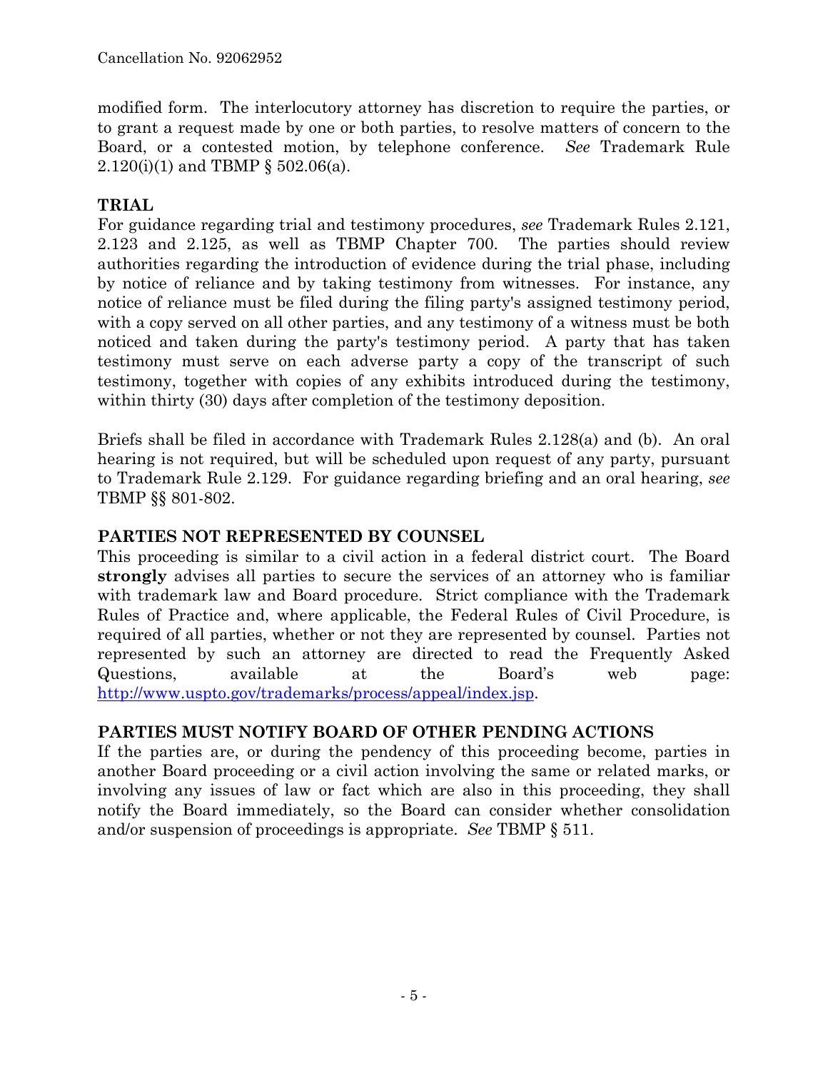modified form. The interlocutory attorney has discretion to require the parties, or to grant a request made by one or both parties, to resolve matters of concern to the Board, or a contested motion, by telephone conference. *See* Trademark Rule 2.120(i)(1) and TBMP § 502.06(a).

## TRIAL

For guidance regarding trial and testimony procedures, *see* Trademark Rules 2.121, 2.123 and 2.125, as well as TBMP Chapter 700. The parties should review authorities regarding the introduction of evidence during the trial phase, including by notice of reliance and by taking testimony from witnesses. For instance, any notice of reliance must be filed during the filing party's assigned testimony period, with a copy served on all other parties, and any testimony of a witness must be both noticed and taken during the party's testimony period. A party that has taken testimony must serve on each adverse party a copy of the transcript of such testimony, together with copies of any exhibits introduced during the testimony, within thirty (30) days after completion of the testimony deposition.

Briefs shall be filed in accordance with Trademark Rules 2.128(a) and (b). An oral hearing is not required, but will be scheduled upon request of any party, pursuant to Trademark Rule 2.129. For guidance regarding briefing and an oral hearing, *see* TBMP §§ 801-802.

## PARTIES NOT REPRESENTED BY COUNSEL

This proceeding is similar to a civil action in a federal district court. The Board **strongly** advises all parties to secure the services of an attorney who is familiar with trademark law and Board procedure. Strict compliance with the Trademark Rules of Practice and, where applicable, the Federal Rules of Civil Procedure, is required of all parties, whether or not they are represented by counsel. Parties not represented by such an attorney are directed to read the Frequently Asked Questions, available at the Board's web page: [http://www.uspto.gov/trademarks/process/appeal/index.jsp](http://www.uspto.gov/trademarks/process/appeal/index.jsp).

## PARTIES MUST NOTIFY BOARD OF OTHER PENDING ACTIONS

If the parties are, or during the pendency of this proceeding become, parties in another Board proceeding or a civil action involving the same or related marks, or involving any issues of law or fact which are also in this proceeding, they shall notify the Board immediately, so the Board can consider whether consolidation and/or suspension of proceedings is appropriate. *See* TBMP § 511.